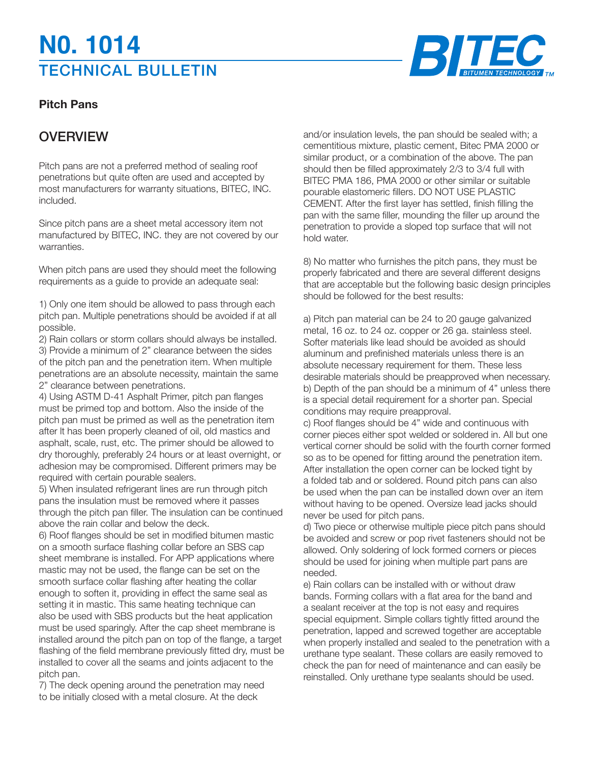# N0. 1014
## TECHNICAL BULLETIN

BITEC BITUMEN TECHNOLOGY TM

**Pitch Pans**

## OVERVIEW

Pitch pans are not a preferred method of sealing roof penetrations but quite often are used and accepted by most manufacturers for warranty situations, BITEC, INC. included.

Since pitch pans are a sheet metal accessory item not manufactured by BITEC, INC. they are not covered by our warranties.

When pitch pans are used they should meet the following requirements as a guide to provide an adequate seal:

1) Only one item should be allowed to pass through each pitch pan. Multiple penetrations should be avoided if at all possible.
2) Rain collars or storm collars should always be installed.
3) Provide a minimum of 2" clearance between the sides of the pitch pan and the penetration item. When multiple penetrations are an absolute necessity, maintain the same 2" clearance between penetrations.
4) Using ASTM D-41 Asphalt Primer, pitch pan flanges must be primed top and bottom. Also the inside of the pitch pan must be primed as well as the penetration item after It has been properly cleaned of oil, old mastics and asphalt, scale, rust, etc. The primer should be allowed to dry thoroughly, preferably 24 hours or at least overnight, or adhesion may be compromised. Different primers may be required with certain pourable sealers.
5) When insulated refrigerant lines are run through pitch pans the insulation must be removed where it passes through the pitch pan filler. The insulation can be continued above the rain collar and below the deck.
6) Roof flanges should be set in modified bitumen mastic on a smooth surface flashing collar before an SBS cap sheet membrane is installed. For APP applications where mastic may not be used, the flange can be set on the smooth surface collar flashing after heating the collar enough to soften it, providing in effect the same seal as setting it in mastic. This same heating technique can also be used with SBS products but the heat application must be used sparingly. After the cap sheet membrane is installed around the pitch pan on top of the flange, a target flashing of the field membrane previously fitted dry, must be installed to cover all the seams and joints adjacent to the pitch pan.
7) The deck opening around the penetration may need to be initially closed with a metal closure. At the deck and/or insulation levels, the pan should be sealed with; a cementitious mixture, plastic cement, Bitec PMA 2000 or similar product, or a combination of the above. The pan should then be filled approximately 2/3 to 3/4 full with BITEC PMA 186, PMA 2000 or other similar or suitable pourable elastomeric fillers. DO NOT USE PLASTIC CEMENT. After the first layer has settled, finish filling the pan with the same filler, mounding the filler up around the penetration to provide a sloped top surface that will not hold water.

8) No matter who furnishes the pitch pans, they must be properly fabricated and there are several different designs that are acceptable but the following basic design principles should be followed for the best results:

a) Pitch pan material can be 24 to 20 gauge galvanized metal, 16 oz. to 24 oz. copper or 26 ga. stainless steel. Softer materials like lead should be avoided as should aluminum and prefinished materials unless there is an absolute necessary requirement for them. These less desirable materials should be preapproved when necessary.
b) Depth of the pan should be a minimum of 4" unless there is a special detail requirement for a shorter pan. Special conditions may require preapproval.
c) Roof flanges should be 4" wide and continuous with corner pieces either spot welded or soldered in. All but one vertical corner should be solid with the fourth corner formed so as to be opened for fitting around the penetration item. After installation the open corner can be locked tight by a folded tab and or soldered. Round pitch pans can also be used when the pan can be installed down over an item without having to be opened. Oversize lead jacks should never be used for pitch pans.
d) Two piece or otherwise multiple piece pitch pans should be avoided and screw or pop rivet fasteners should not be allowed. Only soldering of lock formed corners or pieces should be used for joining when multiple part pans are needed.
e) Rain collars can be installed with or without draw bands. Forming collars with a flat area for the band and a sealant receiver at the top is not easy and requires special equipment. Simple collars tightly fitted around the penetration, lapped and screwed together are acceptable when properly installed and sealed to the penetration with a urethane type sealant. These collars are easily removed to check the pan for need of maintenance and can easily be reinstalled. Only urethane type sealants should be used.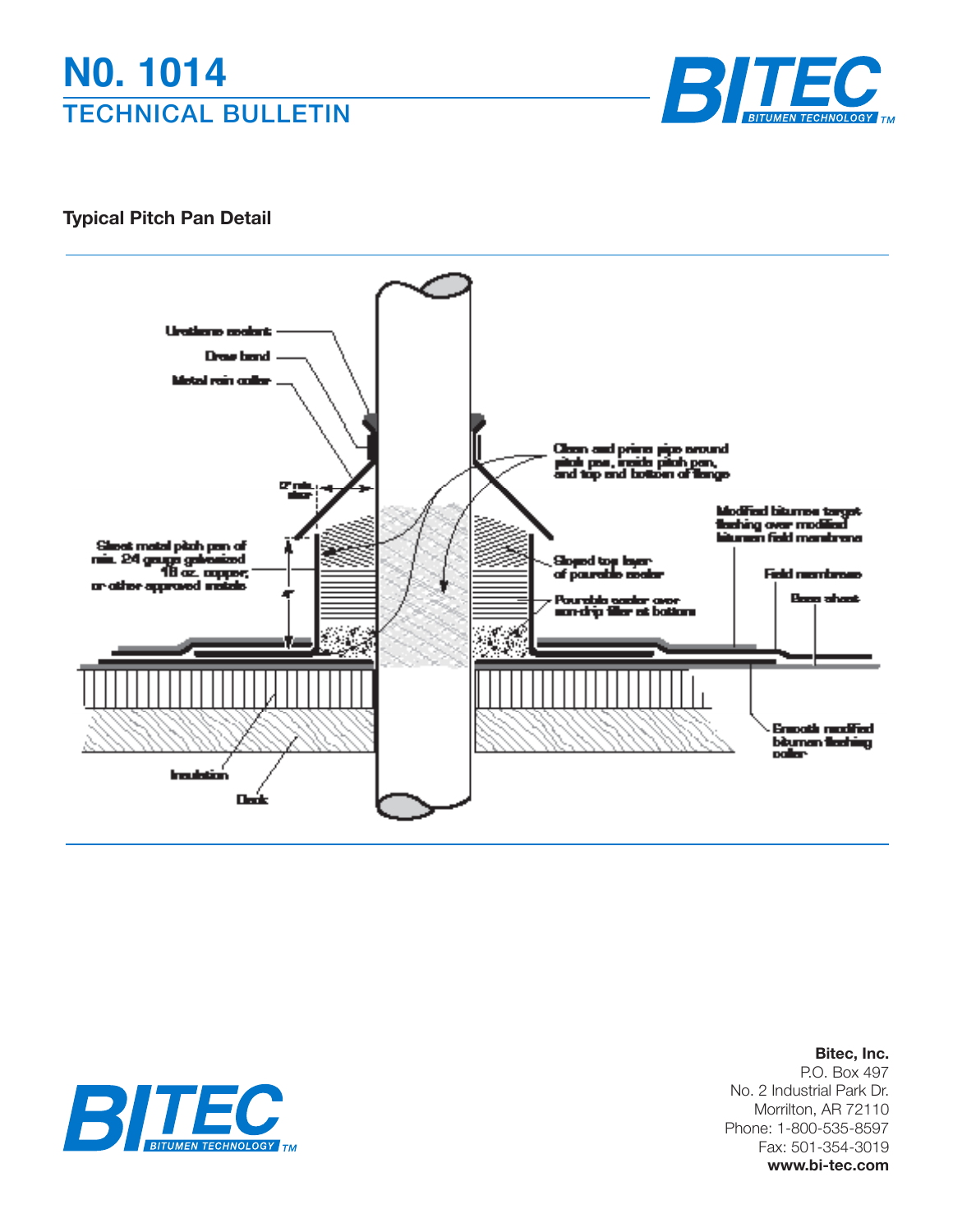# N0. 1014

## TECHNICAL BULLETIN

BITEC BITUMEN TECHNOLOGY TM

### Typical Pitch Pan Detail

Urethane sealant
Draw band
Metal rain collar
2" min. clear
Sheet metal pitch pan of min. 24 gauge galvanized 16 oz. copper, or other approved metals
4"
Clean and prime pipe around pitch pan, inside pitch pan, and top and bottom of flange
Modified bitumen target flashing over modified bitumen field membrane
Sloped top layer of pourable sealer
Field membrane
Base sheet
Pourable sealer over non-drip filler at bottom
Smooth modified bitumen flashing collar
Insulation
Deck

BITEC BITUMEN TECHNOLOGY TM

**Bitec, Inc.**
P.O. Box 497
No. 2 Industrial Park Dr.
Morrilton, AR 72110
Phone: 1-800-535-8597
Fax: 501-354-3019
**www.bi-tec.com**